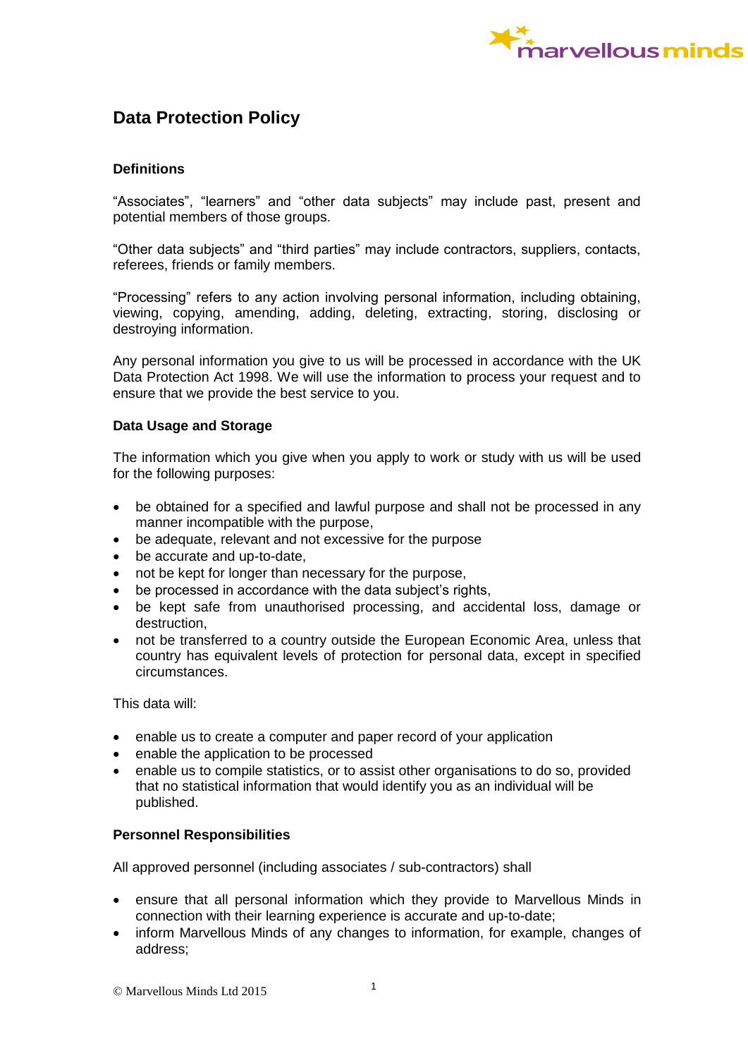# Data Protection Policy

## Definitions

"Associates", "learners" and "other data subjects" may include past, present and potential members of those groups.

"Other data subjects" and "third parties" may include contractors, suppliers, contacts, referees, friends or family members.

"Processing" refers to any action involving personal information, including obtaining, viewing, copying, amending, adding, deleting, extracting, storing, disclosing or destroying information.

Any personal information you give to us will be processed in accordance with the UK Data Protection Act 1998. We will use the information to process your request and to ensure that we provide the best service to you.

## Data Usage and Storage

The information which you give when you apply to work or study with us will be used for the following purposes:

- be obtained for a specified and lawful purpose and shall not be processed in any manner incompatible with the purpose,
- be adequate, relevant and not excessive for the purpose
- be accurate and up-to-date,
- not be kept for longer than necessary for the purpose,
- be processed in accordance with the data subject's rights,
- be kept safe from unauthorised processing, and accidental loss, damage or destruction,
- not be transferred to a country outside the European Economic Area, unless that country has equivalent levels of protection for personal data, except in specified circumstances.

This data will:

- enable us to create a computer and paper record of your application
- enable the application to be processed
- enable us to compile statistics, or to assist other organisations to do so, provided that no statistical information that would identify you as an individual will be published.

## Personnel Responsibilities

All approved personnel (including associates / sub-contractors) shall

- ensure that all personal information which they provide to Marvellous Minds in connection with their learning experience is accurate and up-to-date;
- inform Marvellous Minds of any changes to information, for example, changes of address;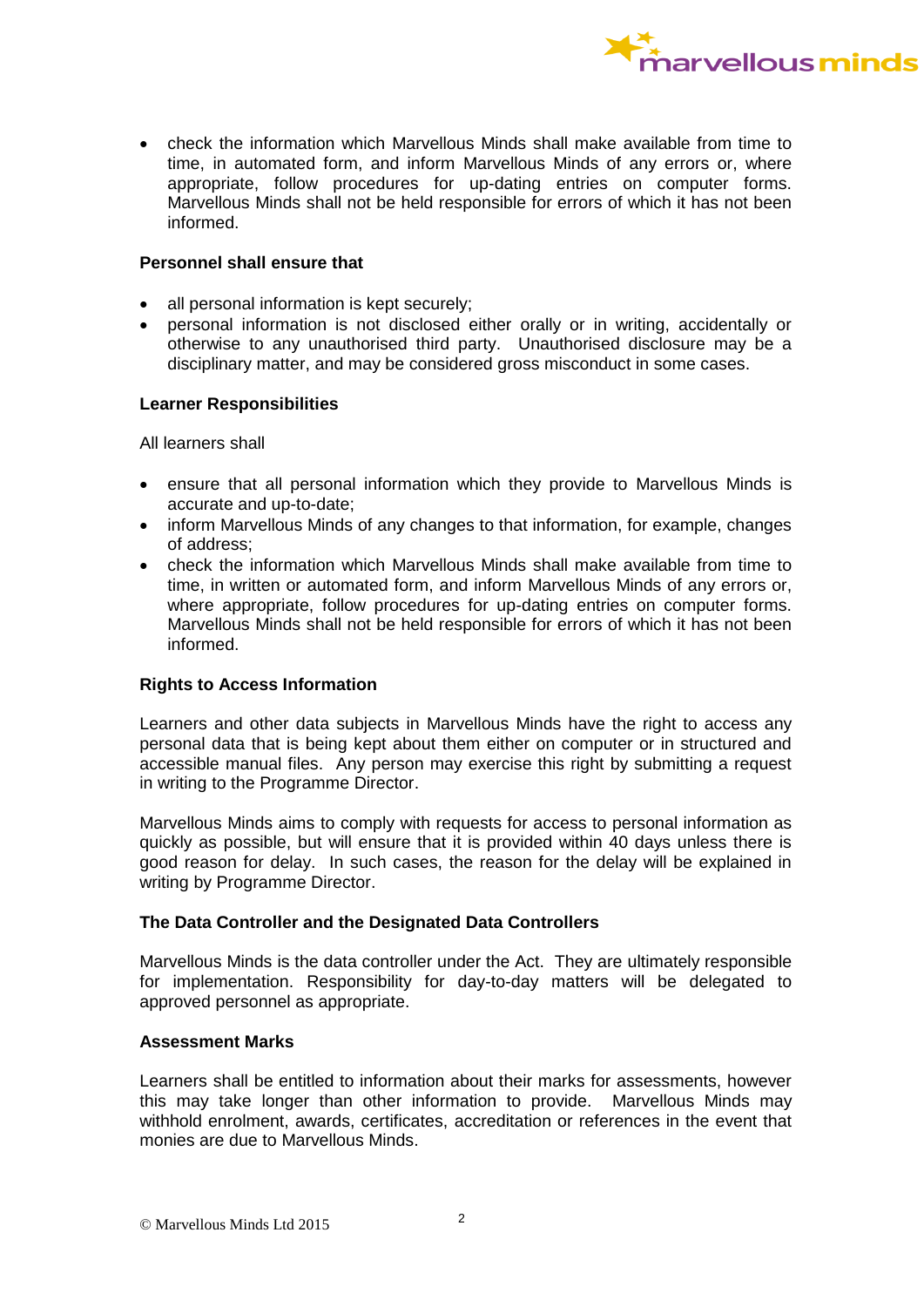- check the information which Marvellous Minds shall make available from time to time, in automated form, and inform Marvellous Minds of any errors or, where appropriate, follow procedures for up-dating entries on computer forms. Marvellous Minds shall not be held responsible for errors of which it has not been informed.

**Personnel shall ensure that**

- all personal information is kept securely;
- personal information is not disclosed either orally or in writing, accidentally or otherwise to any unauthorised third party. Unauthorised disclosure may be a disciplinary matter, and may be considered gross misconduct in some cases.

**Learner Responsibilities**

All learners shall

- ensure that all personal information which they provide to Marvellous Minds is accurate and up-to-date;
- inform Marvellous Minds of any changes to that information, for example, changes of address;
- check the information which Marvellous Minds shall make available from time to time, in written or automated form, and inform Marvellous Minds of any errors or, where appropriate, follow procedures for up-dating entries on computer forms. Marvellous Minds shall not be held responsible for errors of which it has not been informed.

**Rights to Access Information**

Learners and other data subjects in Marvellous Minds have the right to access any personal data that is being kept about them either on computer or in structured and accessible manual files. Any person may exercise this right by submitting a request in writing to the Programme Director.

Marvellous Minds aims to comply with requests for access to personal information as quickly as possible, but will ensure that it is provided within 40 days unless there is good reason for delay. In such cases, the reason for the delay will be explained in writing by Programme Director.

**The Data Controller and the Designated Data Controllers**

Marvellous Minds is the data controller under the Act. They are ultimately responsible for implementation. Responsibility for day-to-day matters will be delegated to approved personnel as appropriate.

**Assessment Marks**

Learners shall be entitled to information about their marks for assessments, however this may take longer than other information to provide. Marvellous Minds may withhold enrolment, awards, certificates, accreditation or references in the event that monies are due to Marvellous Minds.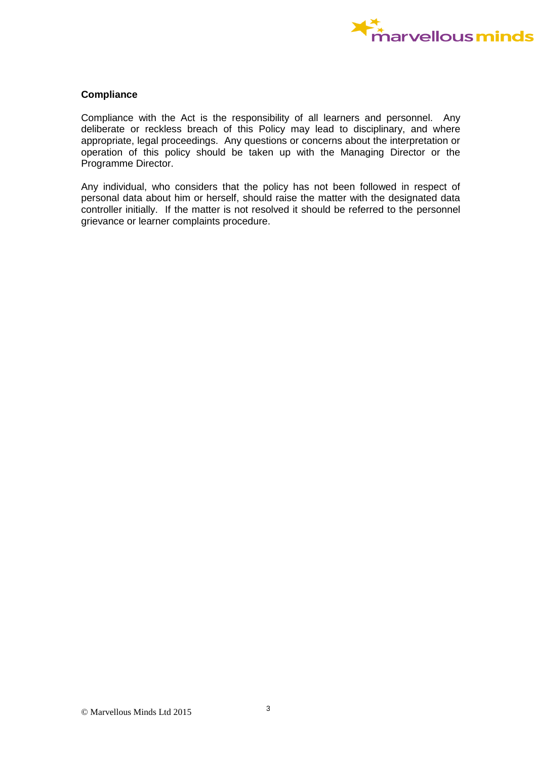### Compliance

Compliance with the Act is the responsibility of all learners and personnel. Any deliberate or reckless breach of this Policy may lead to disciplinary, and where appropriate, legal proceedings. Any questions or concerns about the interpretation or operation of this policy should be taken up with the Managing Director or the Programme Director.

Any individual, who considers that the policy has not been followed in respect of personal data about him or herself, should raise the matter with the designated data controller initially. If the matter is not resolved it should be referred to the personnel grievance or learner complaints procedure.